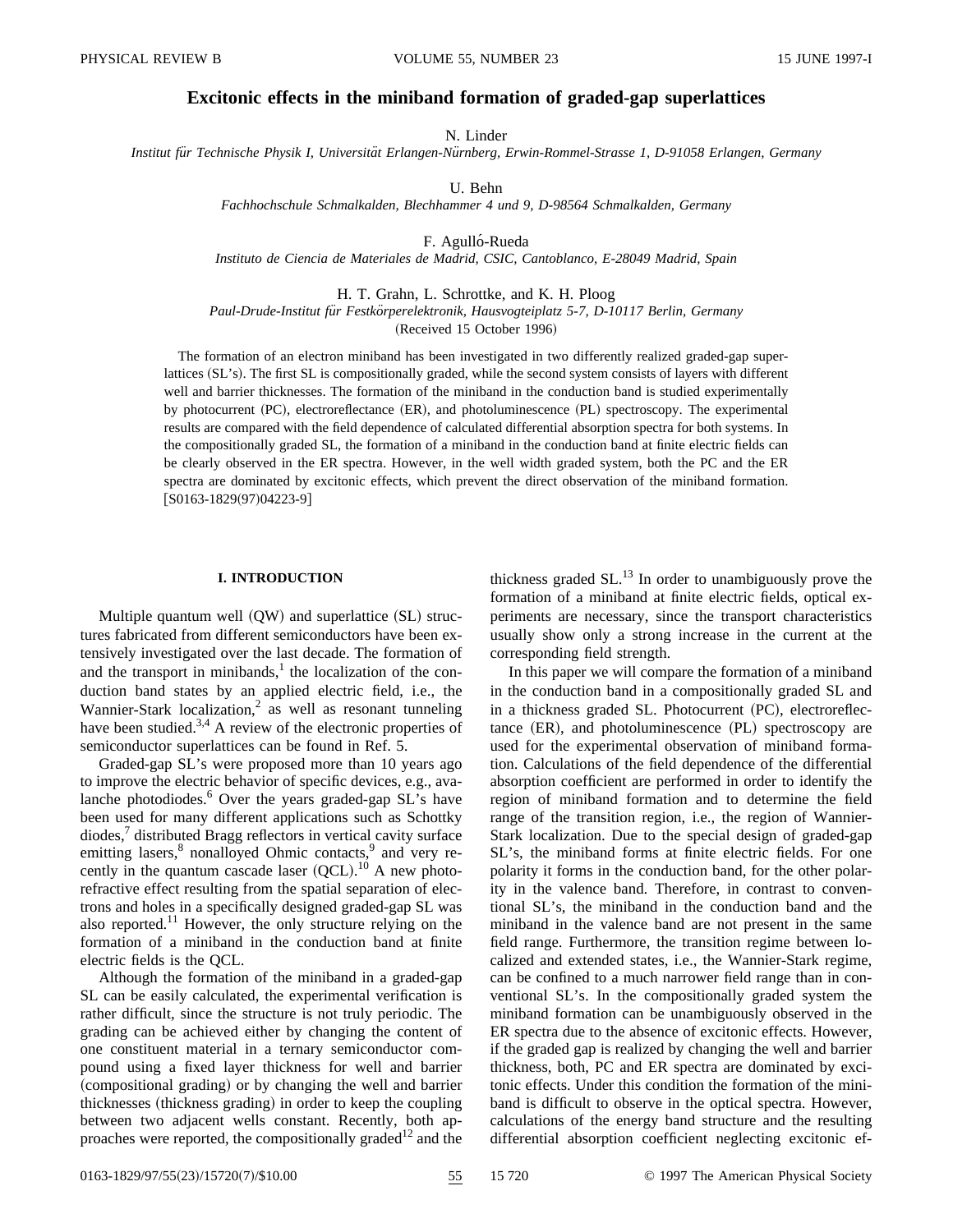# Excitonic effects in the miniband formation of graded-gap superlattices

N. Linder

*Institut für Technische Physik I, Universität Erlangen-Nürnberg, Erwin-Rommel-Strasse 1, D-91058 Erlangen, Germany*

U. Behn

*Fachhochschule Schmalkalden, Blechhammer 4 und 9, D-98564 Schmalkalden, Germany*

F. Agulló-Rueda

*Instituto de Ciencia de Materiales de Madrid, CSIC, Cantoblanco, E-28049 Madrid, Spain*

H. T. Grahn, L. Schrottke, and K. H. Ploog

*Paul-Drude-Institut für Festkörperelektronik, Hausvogteiplatz 5-7, D-10117 Berlin, Germany*

(Received 15 October 1996)

The formation of an electron miniband has been investigated in two differently realized graded-gap superlattices (SL's). The first SL is compositionally graded, while the second system consists of layers with different well and barrier thicknesses. The formation of the miniband in the conduction band is studied experimentally by photocurrent (PC), electroreflectance (ER), and photoluminescence (PL) spectroscopy. The experimental results are compared with the field dependence of calculated differential absorption spectra for both systems. In the compositionally graded SL, the formation of a miniband in the conduction band at finite electric fields can be clearly observed in the ER spectra. However, in the well width graded system, both the PC and the ER spectra are dominated by excitonic effects, which prevent the direct observation of the miniband formation. [S0163-1829(97)04223-9]

## I. INTRODUCTION

Multiple quantum well (QW) and superlattice (SL) structures fabricated from different semiconductors have been extensively investigated over the last decade. The formation of and the transport in minibands,[1] the localization of the conduction band states by an applied electric field, i.e., the Wannier-Stark localization,[2] as well as resonant tunneling have been studied.[3,4] A review of the electronic properties of semiconductor superlattices can be found in Ref. 5.

Graded-gap SL's were proposed more than 10 years ago to improve the electric behavior of specific devices, e.g., avalanche photodiodes.[6] Over the years graded-gap SL's have been used for many different applications such as Schottky diodes,[7] distributed Bragg reflectors in vertical cavity surface emitting lasers,[8] nonalloyed Ohmic contacts,[9] and very recently in the quantum cascade laser (QCL).[10] A new photorefractive effect resulting from the spatial separation of electrons and holes in a specifically designed graded-gap SL was also reported.[11] However, the only structure relying on the formation of a miniband in the conduction band at finite electric fields is the QCL.

Although the formation of the miniband in a graded-gap SL can be easily calculated, the experimental verification is rather difficult, since the structure is not truly periodic. The grading can be achieved either by changing the content of one constituent material in a ternary semiconductor compound using a fixed layer thickness for well and barrier (compositional grading) or by changing the well and barrier thicknesses (thickness grading) in order to keep the coupling between two adjacent wells constant. Recently, both approaches were reported, the compositionally graded[12] and the thickness graded SL.[13] In order to unambiguously prove the formation of a miniband at finite electric fields, optical experiments are necessary, since the transport characteristics usually show only a strong increase in the current at the corresponding field strength.

In this paper we will compare the formation of a miniband in the conduction band in a compositionally graded SL and in a thickness graded SL. Photocurrent (PC), electroreflectance (ER), and photoluminescence (PL) spectroscopy are used for the experimental observation of miniband formation. Calculations of the field dependence of the differential absorption coefficient are performed in order to identify the region of miniband formation and to determine the field range of the transition region, i.e., the region of Wannier-Stark localization. Due to the special design of graded-gap SL's, the miniband forms at finite electric fields. For one polarity it forms in the conduction band, for the other polarity in the valence band. Therefore, in contrast to conventional SL's, the miniband in the conduction band and the miniband in the valence band are not present in the same field range. Furthermore, the transition regime between localized and extended states, i.e., the Wannier-Stark regime, can be confined to a much narrower field range than in conventional SL's. In the compositionally graded system the miniband formation can be unambiguously observed in the ER spectra due to the absence of excitonic effects. However, if the graded gap is realized by changing the well and barrier thickness, both, PC and ER spectra are dominated by excitonic effects. Under this condition the formation of the miniband is difficult to observe in the optical spectra. However, calculations of the energy band structure and the resulting differential absorption coefficient neglecting excitonic ef-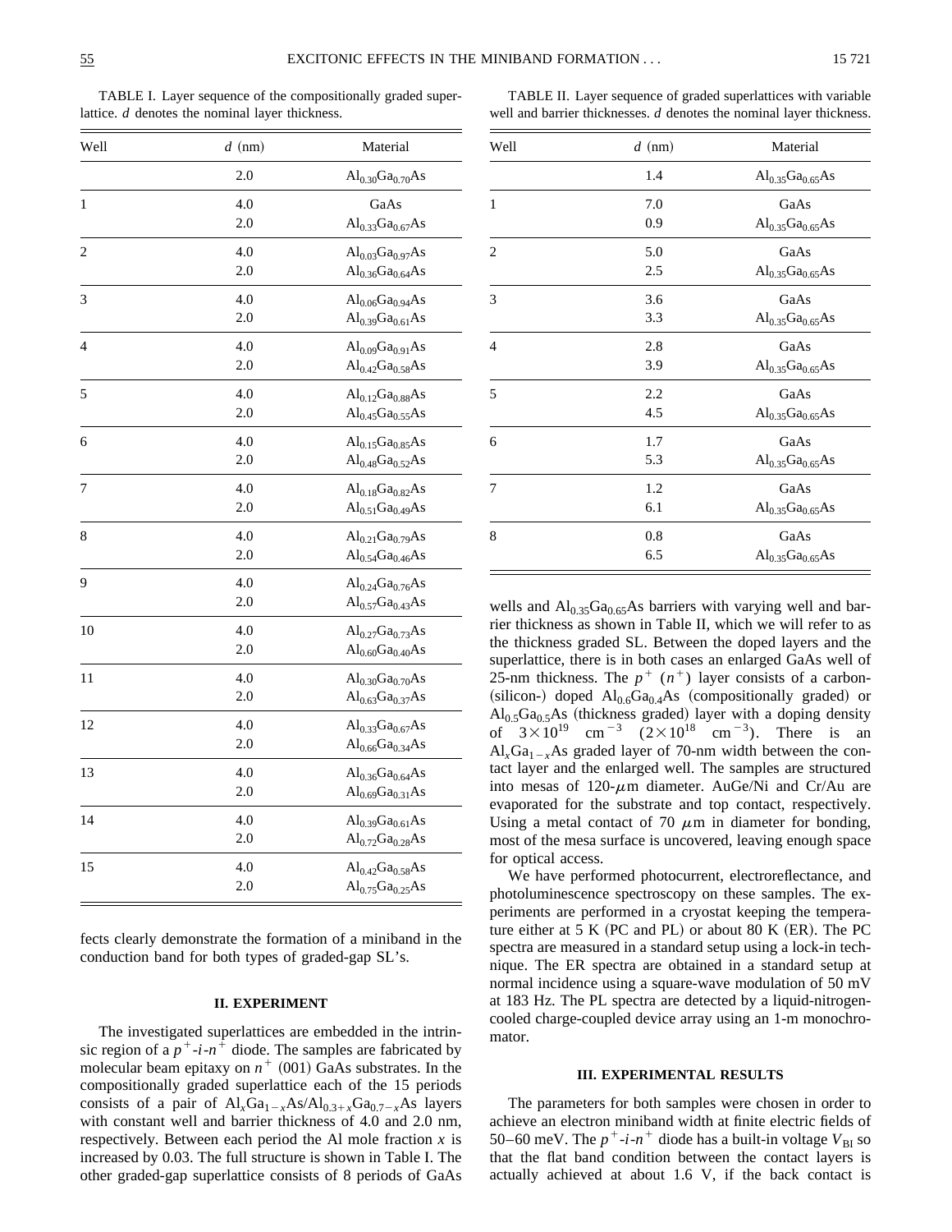TABLE I. Layer sequence of the compositionally graded superlattice. *d* denotes the nominal layer thickness.

| Well | *d* (nm) | Material |
|---|---|---|
| | 2.0 | $Al_{0.30}Ga_{0.70}As$ |
| 1 | 4.0 | GaAs |
| | 2.0 | $Al_{0.33}Ga_{0.67}As$ |
| 2 | 4.0 | $Al_{0.03}Ga_{0.97}As$ |
| | 2.0 | $Al_{0.36}Ga_{0.64}As$ |
| 3 | 4.0 | $Al_{0.06}Ga_{0.94}As$ |
| | 2.0 | $Al_{0.39}Ga_{0.61}As$ |
| 4 | 4.0 | $Al_{0.09}Ga_{0.91}As$ |
| | 2.0 | $Al_{0.42}Ga_{0.58}As$ |
| 5 | 4.0 | $Al_{0.12}Ga_{0.88}As$ |
| | 2.0 | $Al_{0.45}Ga_{0.55}As$ |
| 6 | 4.0 | $Al_{0.15}Ga_{0.85}As$ |
| | 2.0 | $Al_{0.48}Ga_{0.52}As$ |
| 7 | 4.0 | $Al_{0.18}Ga_{0.82}As$ |
| | 2.0 | $Al_{0.51}Ga_{0.49}As$ |
| 8 | 4.0 | $Al_{0.21}Ga_{0.79}As$ |
| | 2.0 | $Al_{0.54}Ga_{0.46}As$ |
| 9 | 4.0 | $Al_{0.24}Ga_{0.76}As$ |
| | 2.0 | $Al_{0.57}Ga_{0.43}As$ |
| 10 | 4.0 | $Al_{0.27}Ga_{0.73}As$ |
| | 2.0 | $Al_{0.60}Ga_{0.40}As$ |
| 11 | 4.0 | $Al_{0.30}Ga_{0.70}As$ |
| | 2.0 | $Al_{0.63}Ga_{0.37}As$ |
| 12 | 4.0 | $Al_{0.33}Ga_{0.67}As$ |
| | 2.0 | $Al_{0.66}Ga_{0.34}As$ |
| 13 | 4.0 | $Al_{0.36}Ga_{0.64}As$ |
| | 2.0 | $Al_{0.69}Ga_{0.31}As$ |
| 14 | 4.0 | $Al_{0.39}Ga_{0.61}As$ |
| | 2.0 | $Al_{0.72}Ga_{0.28}As$ |
| 15 | 4.0 | $Al_{0.42}Ga_{0.58}As$ |
| | 2.0 | $Al_{0.75}Ga_{0.25}As$ |

fects clearly demonstrate the formation of a miniband in the conduction band for both types of graded-gap SL's.

## II. EXPERIMENT

The investigated superlattices are embedded in the intrinsic region of a $p^+$-$i$-$n^+$ diode. The samples are fabricated by molecular beam epitaxy on $n^+$ (001) GaAs substrates. In the compositionally graded superlattice each of the 15 periods consists of a pair of $Al_xGa_{1-x}As/Al_{0.3+x}Ga_{0.7-x}As$ layers with constant well and barrier thickness of 4.0 and 2.0 nm, respectively. Between each period the Al mole fraction $x$ is increased by 0.03. The full structure is shown in Table I. The other graded-gap superlattice consists of 8 periods of GaAs wells and $Al_{0.35}Ga_{0.65}As$ barriers with varying well and barrier thickness as shown in Table II, which we will refer to as the thickness graded SL. Between the doped layers and the superlattice, there is in both cases an enlarged GaAs well of 25-nm thickness. The $p^+$ ($n^+$) layer consists of a carbon- (silicon-) doped $Al_{0.6}Ga_{0.4}As$ (compositionally graded) or $Al_{0.5}Ga_{0.5}As$ (thickness graded) layer with a doping density of $3\times10^{19}$ cm$^{-3}$ ($2\times10^{18}$ cm$^{-3}$). There is an $Al_xGa_{1-x}As$ graded layer of 70-nm width between the contact layer and the enlarged well. The samples are structured into mesas of 120-$\mu$m diameter. AuGe/Ni and Cr/Au are evaporated for the substrate and top contact, respectively. Using a metal contact of 70 $\mu$m in diameter for bonding, most of the mesa surface is uncovered, leaving enough space for optical access.

TABLE II. Layer sequence of graded superlattices with variable well and barrier thicknesses. *d* denotes the nominal layer thickness.

| Well | *d* (nm) | Material |
|---|---|---|
| | 1.4 | $Al_{0.35}Ga_{0.65}As$ |
| 1 | 7.0 | GaAs |
| | 0.9 | $Al_{0.35}Ga_{0.65}As$ |
| 2 | 5.0 | GaAs |
| | 2.5 | $Al_{0.35}Ga_{0.65}As$ |
| 3 | 3.6 | GaAs |
| | 3.3 | $Al_{0.35}Ga_{0.65}As$ |
| 4 | 2.8 | GaAs |
| | 3.9 | $Al_{0.35}Ga_{0.65}As$ |
| 5 | 2.2 | GaAs |
| | 4.5 | $Al_{0.35}Ga_{0.65}As$ |
| 6 | 1.7 | GaAs |
| | 5.3 | $Al_{0.35}Ga_{0.65}As$ |
| 7 | 1.2 | GaAs |
| | 6.1 | $Al_{0.35}Ga_{0.65}As$ |
| 8 | 0.8 | GaAs |
| | 6.5 | $Al_{0.35}Ga_{0.65}As$ |

We have performed photocurrent, electroreflectance, and photoluminescence spectroscopy on these samples. The experiments are performed in a cryostat keeping the temperature either at 5 K (PC and PL) or about 80 K (ER). The PC spectra are measured in a standard setup using a lock-in technique. The ER spectra are obtained in a standard setup at normal incidence using a square-wave modulation of 50 mV at 183 Hz. The PL spectra are detected by a liquid-nitrogen-cooled charge-coupled device array using an 1-m monochromator.

## III. EXPERIMENTAL RESULTS

The parameters for both samples were chosen in order to achieve an electron miniband width at finite electric fields of 50–60 meV. The $p^+$-$i$-$n^+$ diode has a built-in voltage $V_{\rm BI}$ so that the flat band condition between the contact layers is actually achieved at about 1.6 V, if the back contact is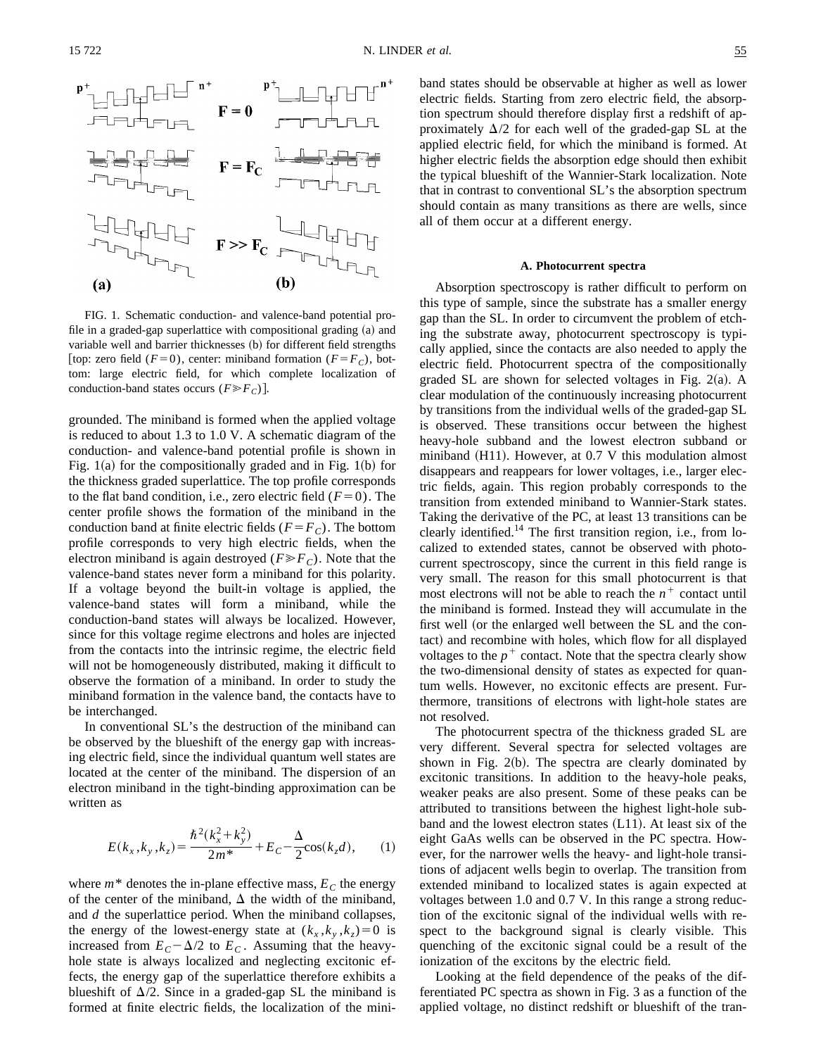FIG. 1. Schematic conduction- and valence-band potential profile in a graded-gap superlattice with compositional grading (a) and variable well and barrier thicknesses (b) for different field strengths [top: zero field ($F=0$), center: miniband formation ($F=F_C$), bottom: large electric field, for which complete localization of conduction-band states occurs ($F \gg F_C$)].

grounded. The miniband is formed when the applied voltage is reduced to about 1.3 to 1.0 V. A schematic diagram of the conduction- and valence-band potential profile is shown in Fig. 1(a) for the compositionally graded and in Fig. 1(b) for the thickness graded superlattice. The top profile corresponds to the flat band condition, i.e., zero electric field ($F=0$). The center profile shows the formation of the miniband in the conduction band at finite electric fields ($F=F_C$). The bottom profile corresponds to very high electric fields, when the electron miniband is again destroyed ($F \gg F_C$). Note that the valence-band states never form a miniband for this polarity. If a voltage beyond the built-in voltage is applied, the valence-band states will form a miniband, while the conduction-band states will always be localized. However, since for this voltage regime electrons and holes are injected from the contacts into the intrinsic regime, the electric field will not be homogeneously distributed, making it difficult to observe the formation of a miniband. In order to study the miniband formation in the valence band, the contacts have to be interchanged.

In conventional SL's the destruction of the miniband can be observed by the blueshift of the energy gap with increasing electric field, since the individual quantum well states are located at the center of the miniband. The dispersion of an electron miniband in the tight-binding approximation can be written as

$$E(k_x,k_y,k_z)=\frac{\hbar^2(k_x^2+k_y^2)}{2m^*}+E_C-\frac{\Delta}{2}\cos(k_z d), \qquad (1)$$

where $m^*$ denotes the in-plane effective mass, $E_C$ the energy of the center of the miniband, $\Delta$ the width of the miniband, and $d$ the superlattice period. When the miniband collapses, the energy of the lowest-energy state at $(k_x,k_y,k_z)=0$ is increased from $E_C-\Delta/2$ to $E_C$. Assuming that the heavy-hole state is always localized and neglecting excitonic effects, the energy gap of the superlattice therefore exhibits a blueshift of $\Delta/2$. Since in a graded-gap SL the miniband is formed at finite electric fields, the localization of the miniband states should be observable at higher as well as lower electric fields. Starting from zero electric field, the absorption spectrum should therefore display first a redshift of approximately $\Delta/2$ for each well of the graded-gap SL at the applied electric field, for which the miniband is formed. At higher electric fields the absorption edge should then exhibit the typical blueshift of the Wannier-Stark localization. Note that in contrast to conventional SL's the absorption spectrum should contain as many transitions as there are wells, since all of them occur at a different energy.

### A. Photocurrent spectra

Absorption spectroscopy is rather difficult to perform on this type of sample, since the substrate has a smaller energy gap than the SL. In order to circumvent the problem of etching the substrate away, photocurrent spectroscopy is typically applied, since the contacts are also needed to apply the electric field. Photocurrent spectra of the compositionally graded SL are shown for selected voltages in Fig. 2(a). A clear modulation of the continuously increasing photocurrent by transitions from the individual wells of the graded-gap SL is observed. These transitions occur between the highest heavy-hole subband and the lowest electron subband or miniband (H11). However, at 0.7 V this modulation almost disappears and reappears for lower voltages, i.e., larger electric fields, again. This region probably corresponds to the transition from extended miniband to Wannier-Stark states. Taking the derivative of the PC, at least 13 transitions can be clearly identified.[14] The first transition region, i.e., from localized to extended states, cannot be observed with photocurrent spectroscopy, since the current in this field range is very small. The reason for this small photocurrent is that most electrons will not be able to reach the $n^+$ contact until the miniband is formed. Instead they will accumulate in the first well (or the enlarged well between the SL and the contact) and recombine with holes, which flow for all displayed voltages to the $p^+$ contact. Note that the spectra clearly show the two-dimensional density of states as expected for quantum wells. However, no excitonic effects are present. Furthermore, transitions of electrons with light-hole states are not resolved.

The photocurrent spectra of the thickness graded SL are very different. Several spectra for selected voltages are shown in Fig. 2(b). The spectra are clearly dominated by excitonic transitions. In addition to the heavy-hole peaks, weaker peaks are also present. Some of these peaks can be attributed to transitions between the highest light-hole subband and the lowest electron states (L11). At least six of the eight GaAs wells can be observed in the PC spectra. However, for the narrower wells the heavy- and light-hole transitions of adjacent wells begin to overlap. The transition from extended miniband to localized states is again expected at voltages between 1.0 and 0.7 V. In this range a strong reduction of the excitonic signal of the individual wells with respect to the background signal is clearly visible. This quenching of the excitonic signal could be a result of the ionization of the excitons by the electric field.

Looking at the field dependence of the peaks of the differentiated PC spectra as shown in Fig. 3 as a function of the applied voltage, no distinct redshift or blueshift of the tran-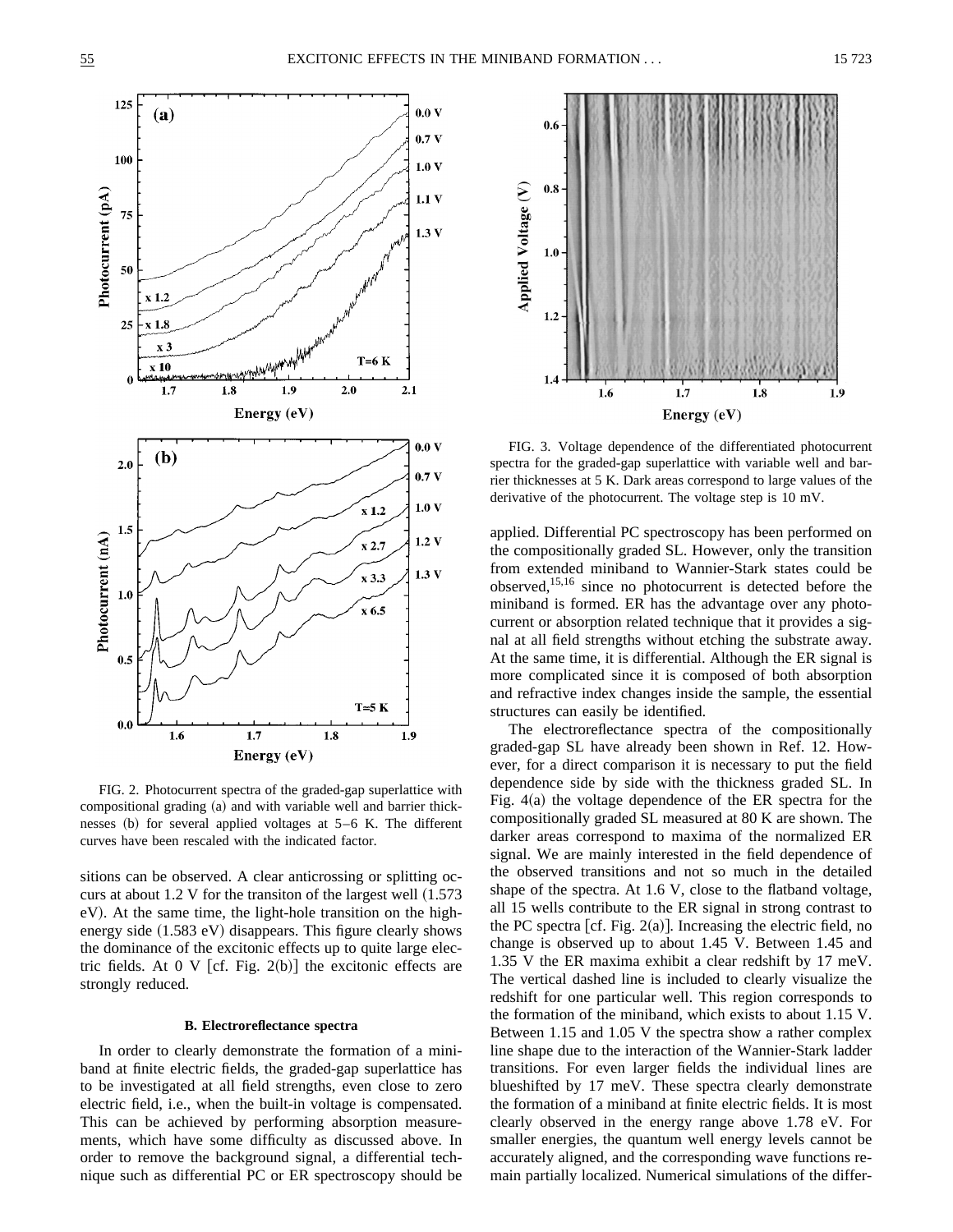FIG. 2. Photocurrent spectra of the graded-gap superlattice with compositional grading (a) and with variable well and barrier thicknesses (b) for several applied voltages at 5–6 K. The different curves have been rescaled with the indicated factor.

FIG. 3. Voltage dependence of the differentiated photocurrent spectra for the graded-gap superlattice with variable well and barrier thicknesses at 5 K. Dark areas correspond to large values of the derivative of the photocurrent. The voltage step is 10 mV.

sitions can be observed. A clear anticrossing or splitting occurs at about 1.2 V for the transiton of the largest well (1.573 eV). At the same time, the light-hole transition on the high-energy side (1.583 eV) disappears. This figure clearly shows the dominance of the excitonic effects up to quite large electric fields. At 0 V [cf. Fig. 2(b)] the excitonic effects are strongly reduced.

### B. Electroreflectance spectra

In order to clearly demonstrate the formation of a miniband at finite electric fields, the graded-gap superlattice has to be investigated at all field strengths, even close to zero electric field, i.e., when the built-in voltage is compensated. This can be achieved by performing absorption measurements, which have some difficulty as discussed above. In order to remove the background signal, a differential technique such as differential PC or ER spectroscopy should be applied. Differential PC spectroscopy has been performed on the compositionally graded SL. However, only the transition from extended miniband to Wannier-Stark states could be observed,[15,16] since no photocurrent is detected before the miniband is formed. ER has the advantage over any photocurrent or absorption related technique that it provides a signal at all field strengths without etching the substrate away. At the same time, it is differential. Although the ER signal is more complicated since it is composed of both absorption and refractive index changes inside the sample, the essential structures can easily be identified.

The electroreflectance spectra of the compositionally graded-gap SL have already been shown in Ref. 12. However, for a direct comparison it is necessary to put the field dependence side by side with the thickness graded SL. In Fig. 4(a) the voltage dependence of the ER spectra for the compositionally graded SL measured at 80 K are shown. The darker areas correspond to maxima of the normalized ER signal. We are mainly interested in the field dependence of the observed transitions and not so much in the detailed shape of the spectra. At 1.6 V, close to the flatband voltage, all 15 wells contribute to the ER signal in strong contrast to the PC spectra [cf. Fig. 2(a)]. Increasing the electric field, no change is observed up to about 1.45 V. Between 1.45 and 1.35 V the ER maxima exhibit a clear redshift by 17 meV. The vertical dashed line is included to clearly visualize the redshift for one particular well. This region corresponds to the formation of the miniband, which exists to about 1.15 V. Between 1.15 and 1.05 V the spectra show a rather complex line shape due to the interaction of the Wannier-Stark ladder transitions. For even larger fields the individual lines are blueshifted by 17 meV. These spectra clearly demonstrate the formation of a miniband at finite electric fields. It is most clearly observed in the energy range above 1.78 eV. For smaller energies, the quantum well energy levels cannot be accurately aligned, and the corresponding wave functions remain partially localized. Numerical simulations of the differ-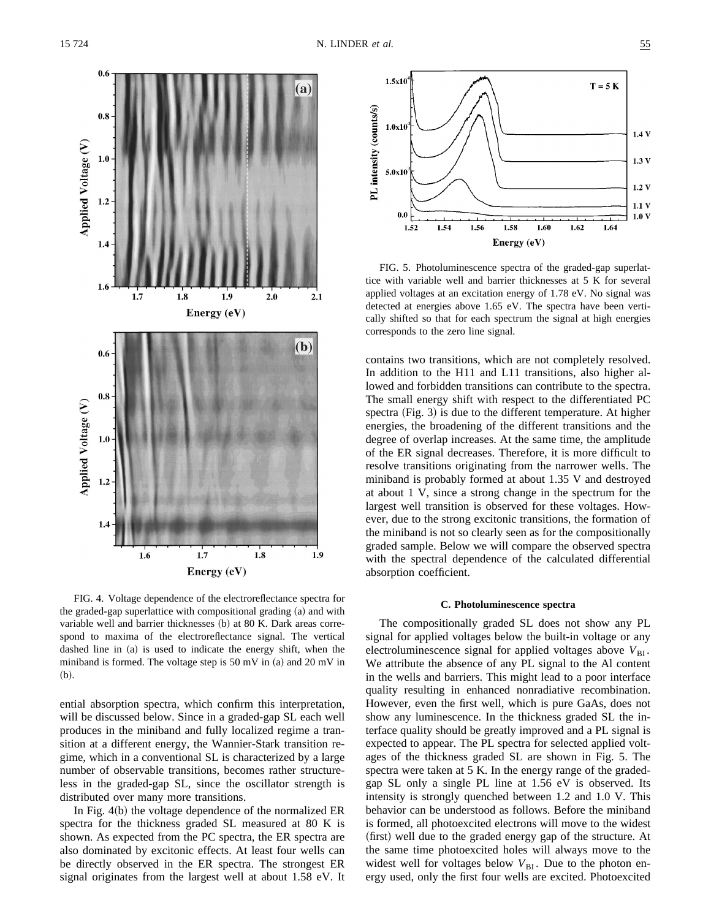FIG. 4. Voltage dependence of the electroreflectance spectra for the graded-gap superlattice with compositional grading (a) and with variable well and barrier thicknesses (b) at 80 K. Dark areas correspond to maxima of the electroreflectance signal. The vertical dashed line in (a) is used to indicate the energy shift, when the miniband is formed. The voltage step is 50 mV in (a) and 20 mV in (b).

ential absorption spectra, which confirm this interpretation, will be discussed below. Since in a graded-gap SL each well produces in the miniband and fully localized regime a transition at a different energy, the Wannier-Stark transition regime, which in a conventional SL is characterized by a large number of observable transitions, becomes rather structureless in the graded-gap SL, since the oscillator strength is distributed over many more transitions.

In Fig. 4(b) the voltage dependence of the normalized ER spectra for the thickness graded SL measured at 80 K is shown. As expected from the PC spectra, the ER spectra are also dominated by excitonic effects. At least four wells can be directly observed in the ER spectra. The strongest ER signal originates from the largest well at about 1.58 eV. It contains two transitions, which are not completely resolved. In addition to the H11 and L11 transitions, also higher allowed and forbidden transitions can contribute to the spectra. The small energy shift with respect to the differentiated PC spectra (Fig. 3) is due to the different temperature. At higher energies, the broadening of the different transitions and the degree of overlap increases. At the same time, the amplitude of the ER signal decreases. Therefore, it is more difficult to resolve transitions originating from the narrower wells. The miniband is probably formed at about 1.35 V and destroyed at about 1 V, since a strong change in the spectrum for the largest well transition is observed for these voltages. However, due to the strong excitonic transitions, the formation of the miniband is not so clearly seen as for the compositionally graded sample. Below we will compare the observed spectra with the spectral dependence of the calculated differential absorption coefficient.

FIG. 5. Photoluminescence spectra of the graded-gap superlattice with variable well and barrier thicknesses at 5 K for several applied voltages at an excitation energy of 1.78 eV. No signal was detected at energies above 1.65 eV. The spectra have been vertically shifted so that for each spectrum the signal at high energies corresponds to the zero line signal.

### C. Photoluminescence spectra

The compositionally graded SL does not show any PL signal for applied voltages below the built-in voltage or any electroluminescence signal for applied voltages above $V_{\mathrm{BI}}$. We attribute the absence of any PL signal to the Al content in the wells and barriers. This might lead to a poor interface quality resulting in enhanced nonradiative recombination. However, even the first well, which is pure GaAs, does not show any luminescence. In the thickness graded SL the interface quality should be greatly improved and a PL signal is expected to appear. The PL spectra for selected applied voltages of the thickness graded SL are shown in Fig. 5. The spectra were taken at 5 K. In the energy range of the graded-gap SL only a single PL line at 1.56 eV is observed. Its intensity is strongly quenched between 1.2 and 1.0 V. This behavior can be understood as follows. Before the miniband is formed, all photoexcited electrons will move to the widest (first) well due to the graded energy gap of the structure. At the same time photoexcited holes will always move to the widest well for voltages below $V_{\mathrm{BI}}$. Due to the photon energy used, only the first four wells are excited. Photoexcited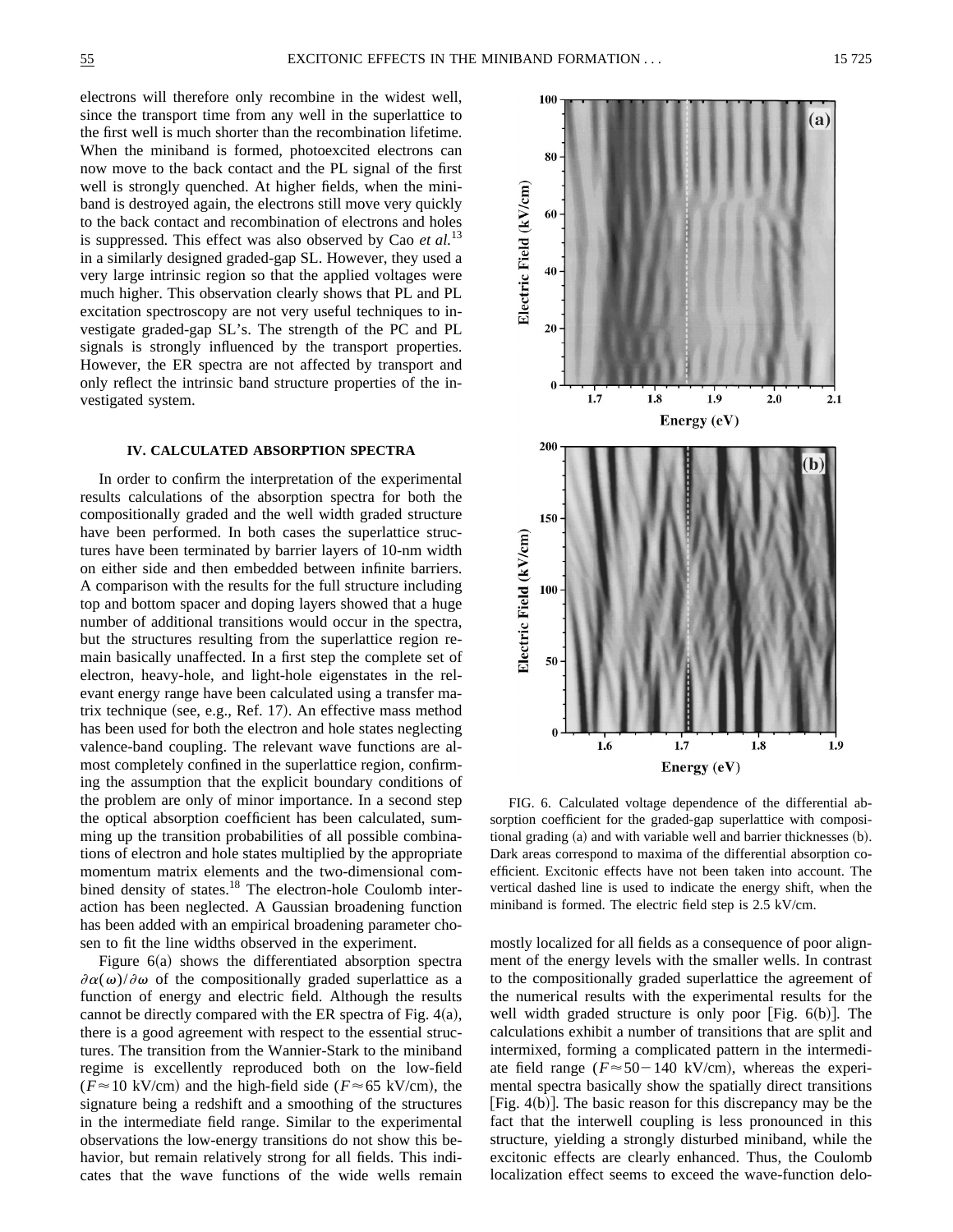electrons will therefore only recombine in the widest well, since the transport time from any well in the superlattice to the first well is much shorter than the recombination lifetime. When the miniband is formed, photoexcited electrons can now move to the back contact and the PL signal of the first well is strongly quenched. At higher fields, when the miniband is destroyed again, the electrons still move very quickly to the back contact and recombination of electrons and holes is suppressed. This effect was also observed by Cao *et al.*[13] in a similarly designed graded-gap SL. However, they used a very large intrinsic region so that the applied voltages were much higher. This observation clearly shows that PL and PL excitation spectroscopy are not very useful techniques to investigate graded-gap SL's. The strength of the PC and PL signals is strongly influenced by the transport properties. However, the ER spectra are not affected by transport and only reflect the intrinsic band structure properties of the investigated system.

## IV. CALCULATED ABSORPTION SPECTRA

In order to confirm the interpretation of the experimental results calculations of the absorption spectra for both the compositionally graded and the well width graded structure have been performed. In both cases the superlattice structures have been terminated by barrier layers of 10-nm width on either side and then embedded between infinite barriers. A comparison with the results for the full structure including top and bottom spacer and doping layers showed that a huge number of additional transitions would occur in the spectra, but the structures resulting from the superlattice region remain basically unaffected. In a first step the complete set of electron, heavy-hole, and light-hole eigenstates in the relevant energy range have been calculated using a transfer matrix technique (see, e.g., Ref. 17). An effective mass method has been used for both the electron and hole states neglecting valence-band coupling. The relevant wave functions are almost completely confined in the superlattice region, confirming the assumption that the explicit boundary conditions of the problem are only of minor importance. In a second step the optical absorption coefficient has been calculated, summing up the transition probabilities of all possible combinations of electron and hole states multiplied by the appropriate momentum matrix elements and the two-dimensional combined density of states.[18] The electron-hole Coulomb interaction has been neglected. A Gaussian broadening function has been added with an empirical broadening parameter chosen to fit the line widths observed in the experiment.

Figure 6(a) shows the differentiated absorption spectra $\partial\alpha(\omega)/\partial\omega$ of the compositionally graded superlattice as a function of energy and electric field. Although the results cannot be directly compared with the ER spectra of Fig. 4(a), there is a good agreement with respect to the essential structures. The transition from the Wannier-Stark to the miniband regime is excellently reproduced both on the low-field ($F\approx 10$ kV/cm) and the high-field side ($F\approx 65$ kV/cm), the signature being a redshift and a smoothing of the structures in the intermediate field range. Similar to the experimental observations the low-energy transitions do not show this behavior, but remain relatively strong for all fields. This indicates that the wave functions of the wide wells remain mostly localized for all fields as a consequence of poor alignment of the energy levels with the smaller wells. In contrast to the compositionally graded superlattice the agreement of the numerical results with the experimental results for the well width graded structure is only poor [Fig. 6(b)]. The calculations exhibit a number of transitions that are split and intermixed, forming a complicated pattern in the intermediate field range ($F\approx 50-140$ kV/cm), whereas the experimental spectra basically show the spatially direct transitions [Fig. 4(b)]. The basic reason for this discrepancy may be the fact that the interwell coupling is less pronounced in this structure, yielding a strongly disturbed miniband, while the excitonic effects are clearly enhanced. Thus, the Coulomb localization effect seems to exceed the wave-function delo-

(a)
Electric Field (kV/cm)
100
80
60
40
20
0
1.7
1.8
1.9
2.0
2.1
Energy (eV)

(b)
Electric Field (kV/cm)
200
150
100
50
0
1.6
1.7
1.8
1.9
Energy (eV)

FIG. 6. Calculated voltage dependence of the differential absorption coefficient for the graded-gap superlattice with compositional grading (a) and with variable well and barrier thicknesses (b). Dark areas correspond to maxima of the differential absorption coefficient. Excitonic effects have not been taken into account. The vertical dashed line is used to indicate the energy shift, when the miniband is formed. The electric field step is 2.5 kV/cm.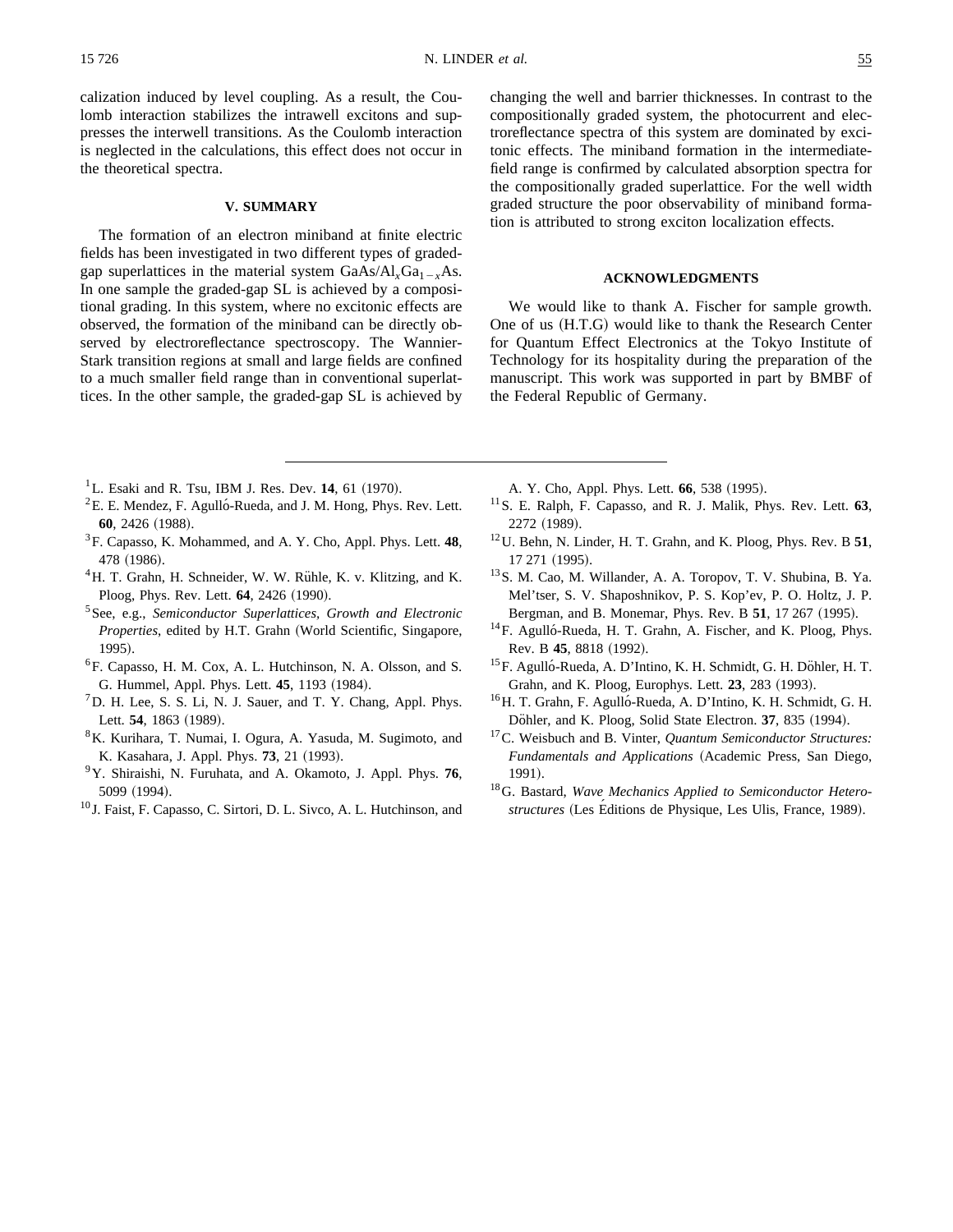calization induced by level coupling. As a result, the Coulomb interaction stabilizes the intrawell excitons and suppresses the interwell transitions. As the Coulomb interaction is neglected in the calculations, this effect does not occur in the theoretical spectra.

## V. SUMMARY

The formation of an electron miniband at finite electric fields has been investigated in two different types of graded-gap superlattices in the material system $GaAs/Al_xGa_{1-x}As$. In one sample the graded-gap SL is achieved by a compositional grading. In this system, where no excitonic effects are observed, the formation of the miniband can be directly observed by electroreflectance spectroscopy. The Wannier-Stark transition regions at small and large fields are confined to a much smaller field range than in conventional superlattices. In the other sample, the graded-gap SL is achieved by changing the well and barrier thicknesses. In contrast to the compositionally graded system, the photocurrent and electroreflectance spectra of this system are dominated by excitonic effects. The miniband formation in the intermediate-field range is confirmed by calculated absorption spectra for the compositionally graded superlattice. For the well width graded structure the poor observability of miniband formation is attributed to strong exciton localization effects.

## ACKNOWLEDGMENTS

We would like to thank A. Fischer for sample growth. One of us (H.T.G) would like to thank the Research Center for Quantum Effect Electronics at the Tokyo Institute of Technology for its hospitality during the preparation of the manuscript. This work was supported in part by BMBF of the Federal Republic of Germany.

---

[1] L. Esaki and R. Tsu, IBM J. Res. Dev. **14**, 61 (1970).

[2] E. E. Mendez, F. Agulló-Rueda, and J. M. Hong, Phys. Rev. Lett. **60**, 2426 (1988).

[3] F. Capasso, K. Mohammed, and A. Y. Cho, Appl. Phys. Lett. **48**, 478 (1986).

[4] H. T. Grahn, H. Schneider, W. W. Rühle, K. v. Klitzing, and K. Ploog, Phys. Rev. Lett. **64**, 2426 (1990).

[5] See, e.g., *Semiconductor Superlattices, Growth and Electronic Properties*, edited by H.T. Grahn (World Scientific, Singapore, 1995).

[6] F. Capasso, H. M. Cox, A. L. Hutchinson, N. A. Olsson, and S. G. Hummel, Appl. Phys. Lett. **45**, 1193 (1984).

[7] D. H. Lee, S. S. Li, N. J. Sauer, and T. Y. Chang, Appl. Phys. Lett. **54**, 1863 (1989).

[8] K. Kurihara, T. Numai, I. Ogura, A. Yasuda, M. Sugimoto, and K. Kasahara, J. Appl. Phys. **73**, 21 (1993).

[9] Y. Shiraishi, N. Furuhata, and A. Okamoto, J. Appl. Phys. **76**, 5099 (1994).

[10] J. Faist, F. Capasso, C. Sirtori, D. L. Sivco, A. L. Hutchinson, and A. Y. Cho, Appl. Phys. Lett. **66**, 538 (1995).

[11] S. E. Ralph, F. Capasso, and R. J. Malik, Phys. Rev. Lett. **63**, 2272 (1989).

[12] U. Behn, N. Linder, H. T. Grahn, and K. Ploog, Phys. Rev. B **51**, 17 271 (1995).

[13] S. M. Cao, M. Willander, A. A. Toropov, T. V. Shubina, B. Ya. Mel'tser, S. V. Shaposhnikov, P. S. Kop'ev, P. O. Holtz, J. P. Bergman, and B. Monemar, Phys. Rev. B **51**, 17 267 (1995).

[14] F. Agulló-Rueda, H. T. Grahn, A. Fischer, and K. Ploog, Phys. Rev. B **45**, 8818 (1992).

[15] F. Agulló-Rueda, A. D'Intino, K. H. Schmidt, G. H. Döhler, H. T. Grahn, and K. Ploog, Europhys. Lett. **23**, 283 (1993).

[16] H. T. Grahn, F. Agulló-Rueda, A. D'Intino, K. H. Schmidt, G. H. Döhler, and K. Ploog, Solid State Electron. **37**, 835 (1994).

[17] C. Weisbuch and B. Vinter, *Quantum Semiconductor Structures: Fundamentals and Applications* (Academic Press, San Diego, 1991).

[18] G. Bastard, *Wave Mechanics Applied to Semiconductor Heterostructures* (Les Éditions de Physique, Les Ulis, France, 1989).